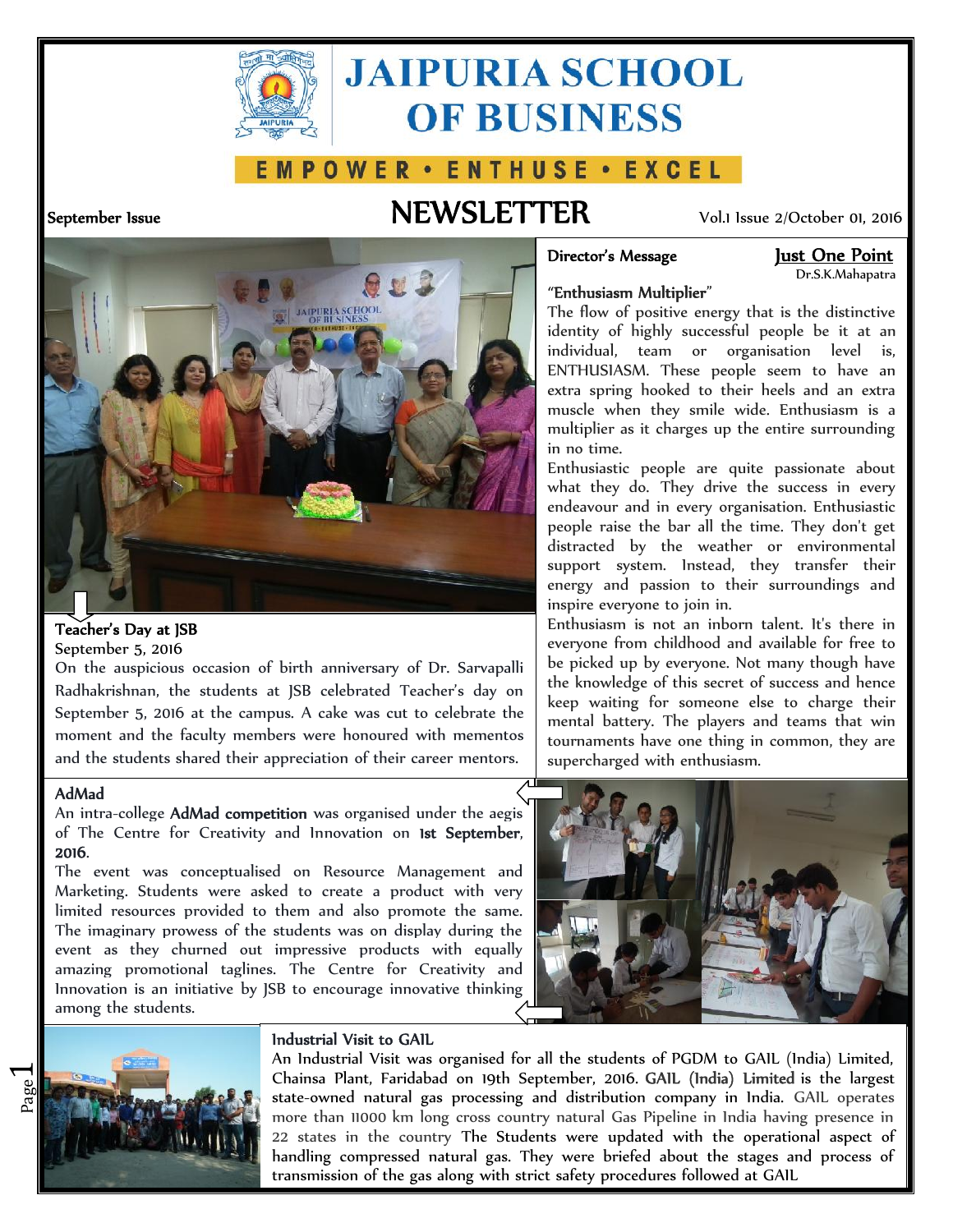# JAIPURIA SCHOOL OF BUSINESS

EMPOWER • ENTHUSE • EXCEL

September Issue

# NEWSLETTER

Vol.1 Issue 2/October 01, 2016

## Teacher's Day at JSB

September 5, 2016

On the auspicious occasion of birth anniversary of Dr. Sarvapalli Radhakrishnan, the students at JSB celebrated Teacher's day on September 5, 2016 at the campus. A cake was cut to celebrate the moment and the faculty members were honoured with mementos and the students shared their appreciation of their career mentors.

## Director's Message

**Just One Point**

Dr.S.K.Mahapatra

### "Enthusiasm Multiplier"

The flow of positive energy that is the distinctive identity of highly successful people be it at an individual, team or organisation level is, ENTHUSIASM. These people seem to have an extra spring hooked to their heels and an extra muscle when they smile wide. Enthusiasm is a multiplier as it charges up the entire surrounding in no time.

Enthusiastic people are quite passionate about what they do. They drive the success in every endeavour and in every organisation. Enthusiastic people raise the bar all the time. They don't get distracted by the weather or environmental support system. Instead, they transfer their energy and passion to their surroundings and inspire everyone to join in.

Enthusiasm is not an inborn talent. It's there in everyone from childhood and available for free to be picked up by everyone. Not many though have the knowledge of this secret of success and hence keep waiting for someone else to charge their mental battery. The players and teams that win tournaments have one thing in common, they are supercharged with enthusiasm.

## AdMad

An intra-college **AdMad competition** was organised under the aegis of The Centre for Creativity and Innovation on **1st September, 2016**.

The event was conceptualised on Resource Management and Marketing. Students were asked to create a product with very limited resources provided to them and also promote the same. The imaginary prowess of the students was on display during the event as they churned out impressive products with equally amazing promotional taglines. The Centre for Creativity and Innovation is an initiative by JSB to encourage innovative thinking among the students.

## Industrial Visit to GAIL

An Industrial Visit was organised for all the students of PGDM to GAIL (India) Limited, Chainsa Plant, Faridabad on 19th September, 2016. **GAIL (India) Limited** is the largest state-owned natural gas processing and distribution company in India. GAIL operates more than 11000 km long cross country natural Gas Pipeline in India having presence in 22 states in the country The Students were updated with the operational aspect of handling compressed natural gas. They were briefed about the stages and process of transmission of the gas along with strict safety procedures followed at GAIL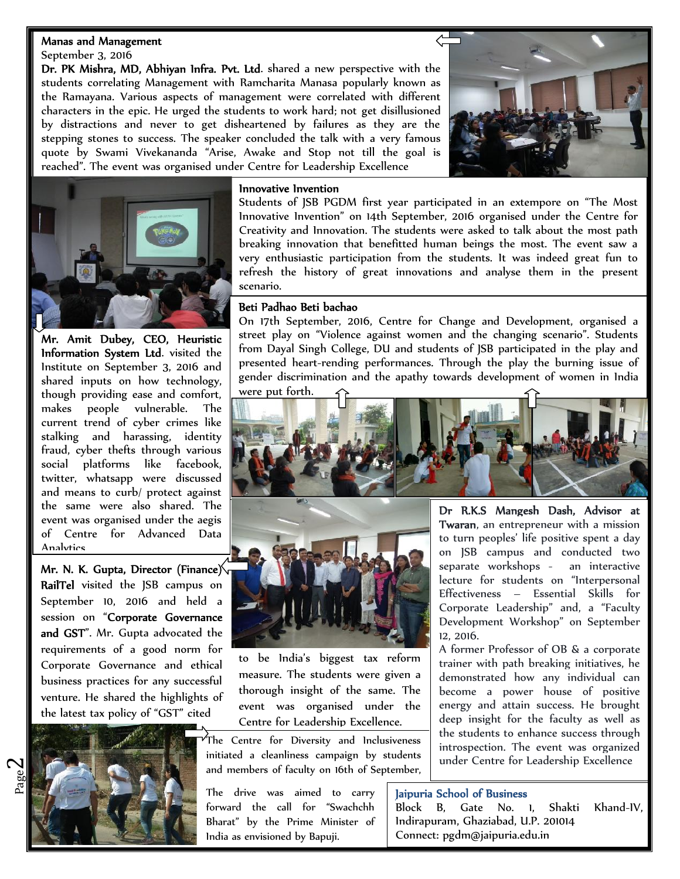**Manas and Management**

September 3, 2016

**Dr. PK Mishra, MD, Abhiyan Infra. Pvt. Ltd**. shared a new perspective with the students correlating Management with Ramcharita Manasa popularly known as the Ramayana. Various aspects of management were correlated with different characters in the epic. He urged the students to work hard; not get disillusioned by distractions and never to get disheartened by failures as they are the stepping stones to success. The speaker concluded the talk with a very famous quote by Swami Vivekananda "Arise, Awake and Stop not till the goal is reached". The event was organised under Centre for Leadership Excellence

**Innovative Invention**

Students of JSB PGDM first year participated in an extempore on "The Most Innovative Invention" on 14th September, 2016 organised under the Centre for Creativity and Innovation. The students were asked to talk about the most path breaking innovation that benefitted human beings the most. The event saw a very enthusiastic participation from the students. It was indeed great fun to refresh the history of great innovations and analyse them in the present scenario.

**Mr. Amit Dubey, CEO, Heuristic Information System Ltd**. visited the Institute on September 3, 2016 and shared inputs on how technology, though providing ease and comfort, makes people vulnerable. The current trend of cyber crimes like stalking and harassing, identity fraud, cyber thefts through various social platforms like facebook, twitter, whatsapp were discussed and means to curb/ protect against the same were also shared. The event was organised under the aegis of Centre for Advanced Data Analytics

**Beti Padhao Beti bachao**

On 17th September, 2016, Centre for Change and Development, organised a street play on "Violence against women and the changing scenario". Students from Dayal Singh College, DU and students of JSB participated in the play and presented heart-rending performances. Through the play the burning issue of gender discrimination and the apathy towards development of women in India were put forth.

**Mr. N. K. Gupta, Director (Finance) RailTel** visited the JSB campus on September 10, 2016 and held a session on "**Corporate Governance and GST**". Mr. Gupta advocated the requirements of a good norm for Corporate Governance and ethical business practices for any successful venture. He shared the highlights of the latest tax policy of "GST" cited to be India's biggest tax reform measure. The students were given a thorough insight of the same. The event was organised under the Centre for Leadership Excellence.

**Dr R.K.S Mangesh Dash, Advisor at Twaran**, an entrepreneur with a mission to turn peoples' life positive spent a day on JSB campus and conducted two separate workshops - an interactive lecture for students on "Interpersonal Effectiveness – Essential Skills for Corporate Leadership" and, a "Faculty Development Workshop" on September 12, 2016.

A former Professor of OB & a corporate trainer with path breaking initiatives, he demonstrated how any individual can become a power house of positive energy and attain success. He brought deep insight for the faculty as well as the students to enhance success through introspection. The event was organized under Centre for Leadership Excellence

The Centre for Diversity and Inclusiveness initiated a cleanliness campaign by students and members of faculty on 16th of September,

The drive was aimed to carry forward the call for "Swachchh Bharat" by the Prime Minister of India as envisioned by Bapuji.

**Jaipuria School of Business**
Block B, Gate No. 1, Shakti Khand-IV, Indirapuram, Ghaziabad, U.P. 201014
Connect: pgdm@jaipuria.edu.in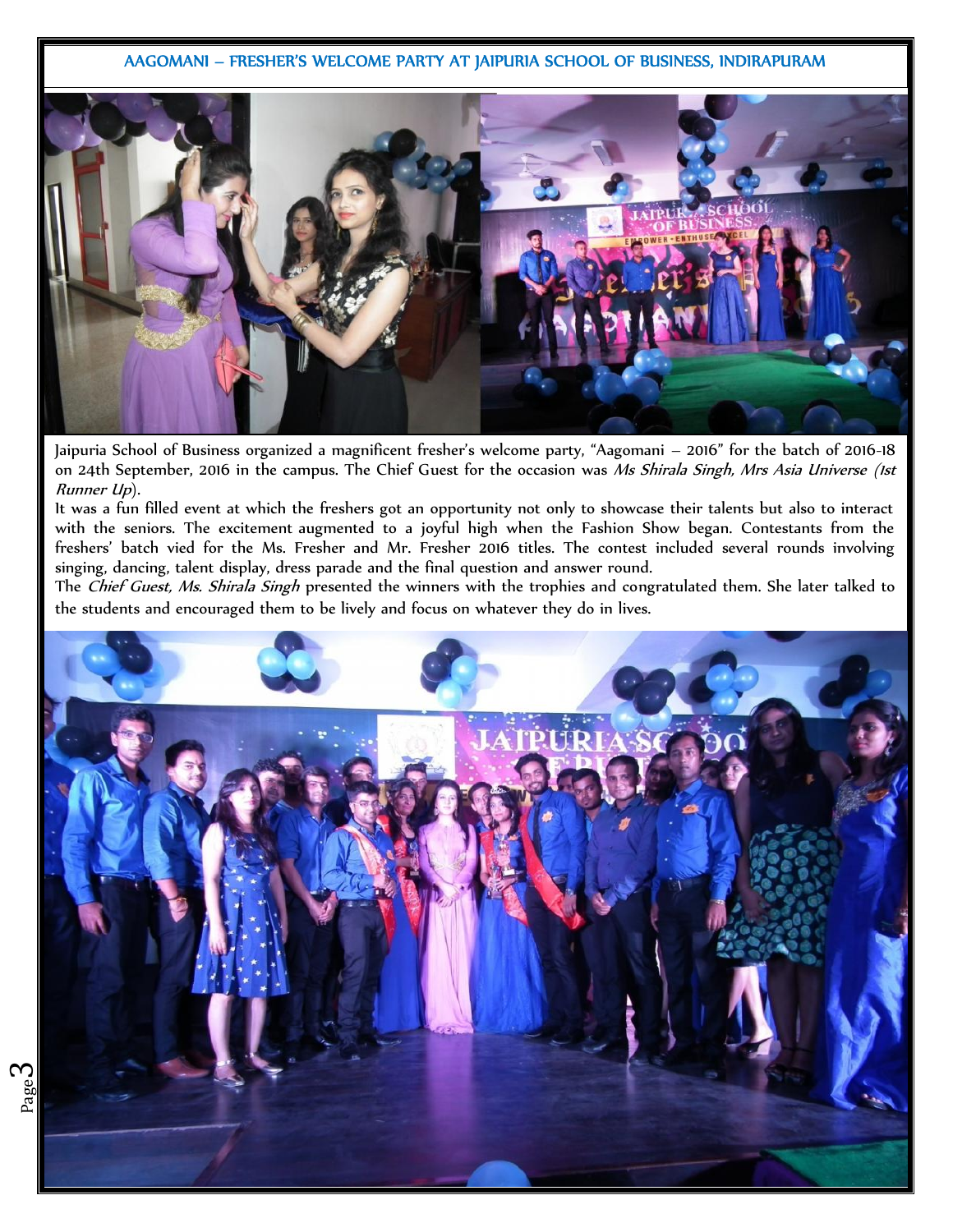# AAGOMANI – FRESHER'S WELCOME PARTY AT JAIPURIA SCHOOL OF BUSINESS, INDIRAPURAM

Jaipuria School of Business organized a magnificent fresher's welcome party, "Aagomani – 2016" for the batch of 2016-18 on 24th September, 2016 in the campus. The Chief Guest for the occasion was *Ms Shirala Singh, Mrs Asia Universe (1st Runner Up)*.

It was a fun filled event at which the freshers got an opportunity not only to showcase their talents but also to interact with the seniors. The excitement augmented to a joyful high when the Fashion Show began. Contestants from the freshers' batch vied for the Ms. Fresher and Mr. Fresher 2016 titles. The contest included several rounds involving singing, dancing, talent display, dress parade and the final question and answer round.

The *Chief Guest, Ms. Shirala Singh* presented the winners with the trophies and congratulated them. She later talked to the students and encouraged them to be lively and focus on whatever they do in lives.